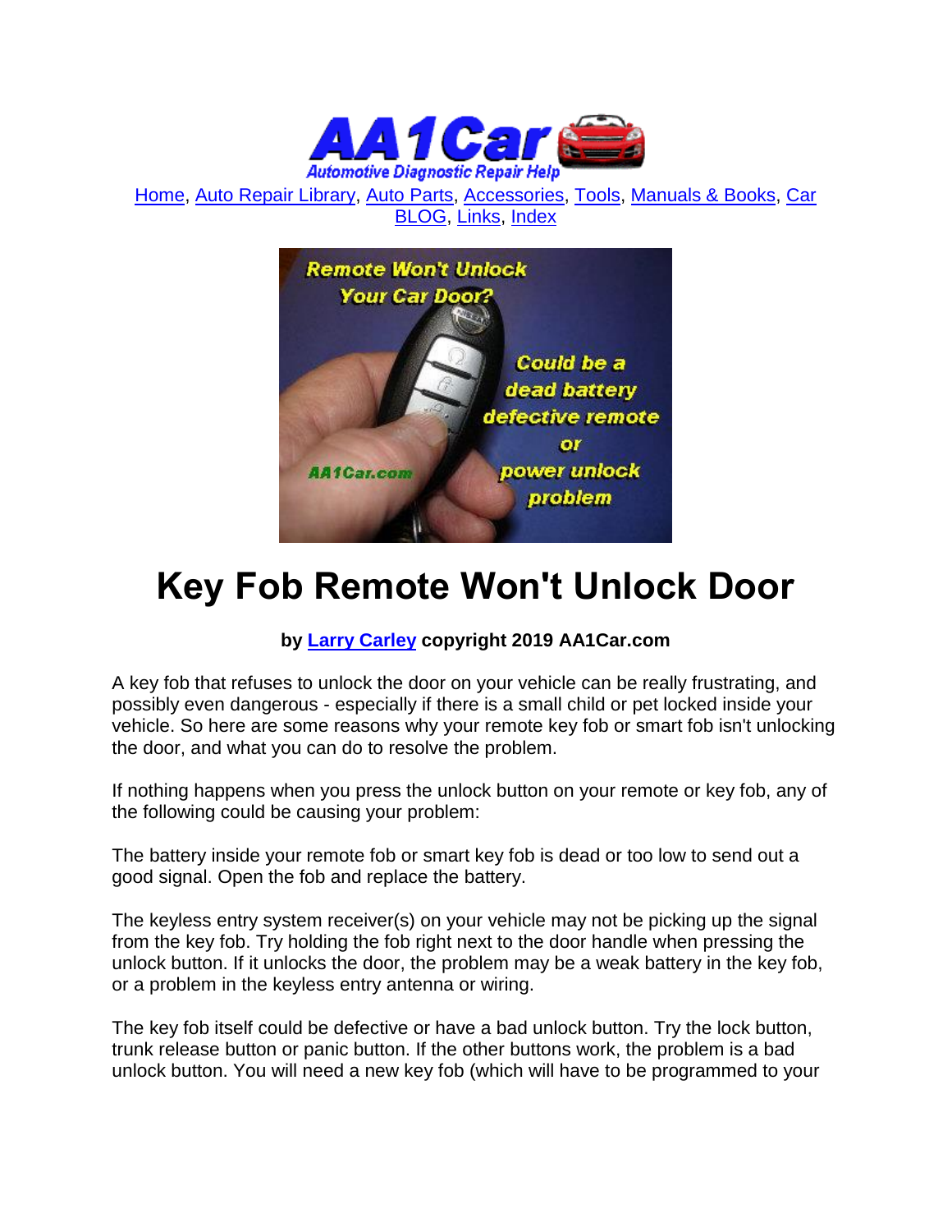Home, Auto Repair Library, Auto Parts, Accessories, Tools, Manuals & Books, Car BLOG, Links, Index

# Key Fob Remote Won't Unlock Door

**by Larry Carley copyright 2019 AA1Car.com**

A key fob that refuses to unlock the door on your vehicle can be really frustrating, and possibly even dangerous - especially if there is a small child or pet locked inside your vehicle. So here are some reasons why your remote key fob or smart fob isn't unlocking the door, and what you can do to resolve the problem.

If nothing happens when you press the unlock button on your remote or key fob, any of the following could be causing your problem:

The battery inside your remote fob or smart key fob is dead or too low to send out a good signal. Open the fob and replace the battery.

The keyless entry system receiver(s) on your vehicle may not be picking up the signal from the key fob. Try holding the fob right next to the door handle when pressing the unlock button. If it unlocks the door, the problem may be a weak battery in the key fob, or a problem in the keyless entry antenna or wiring.

The key fob itself could be defective or have a bad unlock button. Try the lock button, trunk release button or panic button. If the other buttons work, the problem is a bad unlock button. You will need a new key fob (which will have to be programmed to your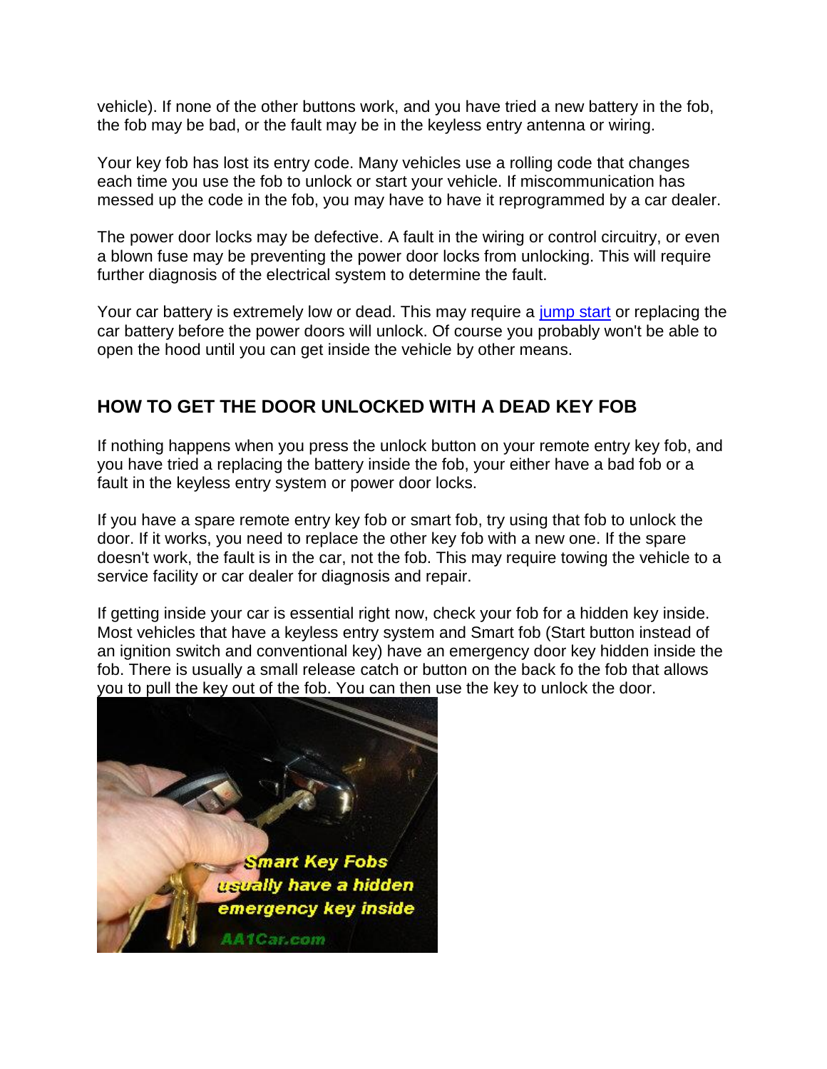vehicle). If none of the other buttons work, and you have tried a new battery in the fob, the fob may be bad, or the fault may be in the keyless entry antenna or wiring.

Your key fob has lost its entry code. Many vehicles use a rolling code that changes each time you use the fob to unlock or start your vehicle. If miscommunication has messed up the code in the fob, you may have to have it reprogrammed by a car dealer.

The power door locks may be defective. A fault in the wiring or control circuitry, or even a blown fuse may be preventing the power door locks from unlocking. This will require further diagnosis of the electrical system to determine the fault.

Your car battery is extremely low or dead. This may require a jump start or replacing the car battery before the power doors will unlock. Of course you probably won't be able to open the hood until you can get inside the vehicle by other means.

## HOW TO GET THE DOOR UNLOCKED WITH A DEAD KEY FOB

If nothing happens when you press the unlock button on your remote entry key fob, and you have tried a replacing the battery inside the fob, your either have a bad fob or a fault in the keyless entry system or power door locks.

If you have a spare remote entry key fob or smart fob, try using that fob to unlock the door. If it works, you need to replace the other key fob with a new one. If the spare doesn't work, the fault is in the car, not the fob. This may require towing the vehicle to a service facility or car dealer for diagnosis and repair.

If getting inside your car is essential right now, check your fob for a hidden key inside. Most vehicles that have a keyless entry system and Smart fob (Start button instead of an ignition switch and conventional key) have an emergency door key hidden inside the fob. There is usually a small release catch or button on the back fo the fob that allows you to pull the key out of the fob. You can then use the key to unlock the door.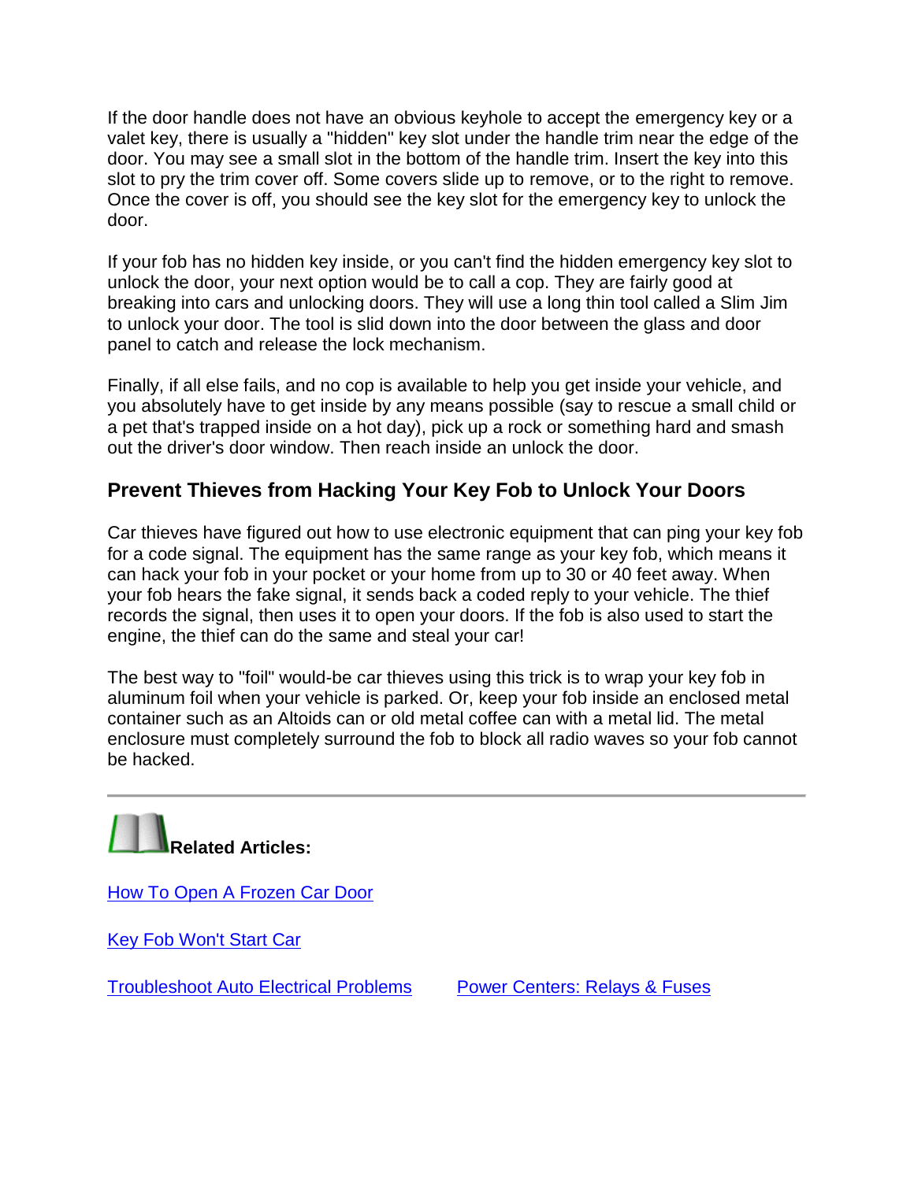If the door handle does not have an obvious keyhole to accept the emergency key or a valet key, there is usually a "hidden" key slot under the handle trim near the edge of the door. You may see a small slot in the bottom of the handle trim. Insert the key into this slot to pry the trim cover off. Some covers slide up to remove, or to the right to remove. Once the cover is off, you should see the key slot for the emergency key to unlock the door.

If your fob has no hidden key inside, or you can't find the hidden emergency key slot to unlock the door, your next option would be to call a cop. They are fairly good at breaking into cars and unlocking doors. They will use a long thin tool called a Slim Jim to unlock your door. The tool is slid down into the door between the glass and door panel to catch and release the lock mechanism.

Finally, if all else fails, and no cop is available to help you get inside your vehicle, and you absolutely have to get inside by any means possible (say to rescue a small child or a pet that's trapped inside on a hot day), pick up a rock or something hard and smash out the driver's door window. Then reach inside an unlock the door.

### Prevent Thieves from Hacking Your Key Fob to Unlock Your Doors

Car thieves have figured out how to use electronic equipment that can ping your key fob for a code signal. The equipment has the same range as your key fob, which means it can hack your fob in your pocket or your home from up to 30 or 40 feet away. When your fob hears the fake signal, it sends back a coded reply to your vehicle. The thief records the signal, then uses it to open your doors. If the fob is also used to start the engine, the thief can do the same and steal your car!

The best way to "foil" would-be car thieves using this trick is to wrap your key fob in aluminum foil when your vehicle is parked. Or, keep your fob inside an enclosed metal container such as an Altoids can or old metal coffee can with a metal lid. The metal enclosure must completely surround the fob to block all radio waves so your fob cannot be hacked.

---

**Related Articles:**

How To Open A Frozen Car Door

Key Fob Won't Start Car

Troubleshoot Auto Electrical Problems

Power Centers: Relays & Fuses